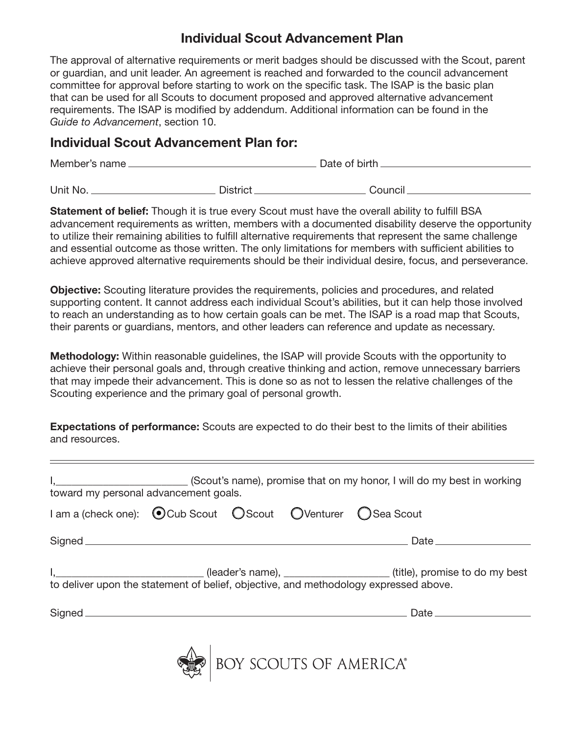# Individual Scout Advancement Plan

The approval of alternative requirements or merit badges should be discussed with the Scout, parent or guardian, and unit leader. An agreement is reached and forwarded to the council advancement committee for approval before starting to work on the specific task. The ISAP is the basic plan that can be used for all Scouts to document proposed and approved alternative advancement requirements. The ISAP is modified by addendum. Additional information can be found in the *Guide to Advancement*, section 10.

## Individual Scout Advancement Plan for:

Member's name ____________________ Date of birth ____________________

Unit No. ____________ District ____________ Council ____________

**Statement of belief:** Though it is true every Scout must have the overall ability to fulfill BSA advancement requirements as written, members with a documented disability deserve the opportunity to utilize their remaining abilities to fulfill alternative requirements that represent the same challenge and essential outcome as those written. The only limitations for members with sufficient abilities to achieve approved alternative requirements should be their individual desire, focus, and perseverance.

**Objective:** Scouting literature provides the requirements, policies and procedures, and related supporting content. It cannot address each individual Scout's abilities, but it can help those involved to reach an understanding as to how certain goals can be met. The ISAP is a road map that Scouts, their parents or guardians, mentors, and other leaders can reference and update as necessary.

**Methodology:** Within reasonable guidelines, the ISAP will provide Scouts with the opportunity to achieve their personal goals and, through creative thinking and action, remove unnecessary barriers that may impede their advancement. This is done so as not to lessen the relative challenges of the Scouting experience and the primary goal of personal growth.

**Expectations of performance:** Scouts are expected to do their best to the limits of their abilities and resources.

---

I,________________________ (Scout's name), promise that on my honor, I will do my best in working toward my personal advancement goals.

I am a (check one): (●) Cub Scout ( ) Scout ( ) Venturer ( ) Sea Scout

Signed ____________________________________________ Date ________________

I,___________________________ (leader's name), ___________________ (title), promise to do my best to deliver upon the statement of belief, objective, and methodology expressed above.

Signed ____________________________________________ Date ________________

BOY SCOUTS OF AMERICA®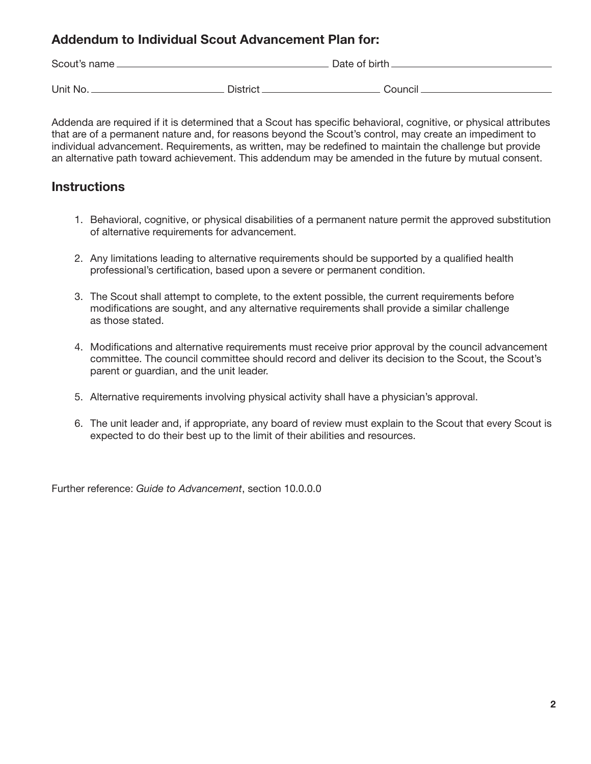## Addendum to Individual Scout Advancement Plan for:

Scout's name ______________________________ Date of birth ______________________

Unit No. ____________________ District ____________________ Council ____________________

Addenda are required if it is determined that a Scout has specific behavioral, cognitive, or physical attributes that are of a permanent nature and, for reasons beyond the Scout's control, may create an impediment to individual advancement. Requirements, as written, may be redefined to maintain the challenge but provide an alternative path toward achievement. This addendum may be amended in the future by mutual consent.

## Instructions

1. Behavioral, cognitive, or physical disabilities of a permanent nature permit the approved substitution of alternative requirements for advancement.

2. Any limitations leading to alternative requirements should be supported by a qualified health professional's certification, based upon a severe or permanent condition.

3. The Scout shall attempt to complete, to the extent possible, the current requirements before modifications are sought, and any alternative requirements shall provide a similar challenge as those stated.

4. Modifications and alternative requirements must receive prior approval by the council advancement committee. The council committee should record and deliver its decision to the Scout, the Scout's parent or guardian, and the unit leader.

5. Alternative requirements involving physical activity shall have a physician's approval.

6. The unit leader and, if appropriate, any board of review must explain to the Scout that every Scout is expected to do their best up to the limit of their abilities and resources.

Further reference: *Guide to Advancement*, section 10.0.0.0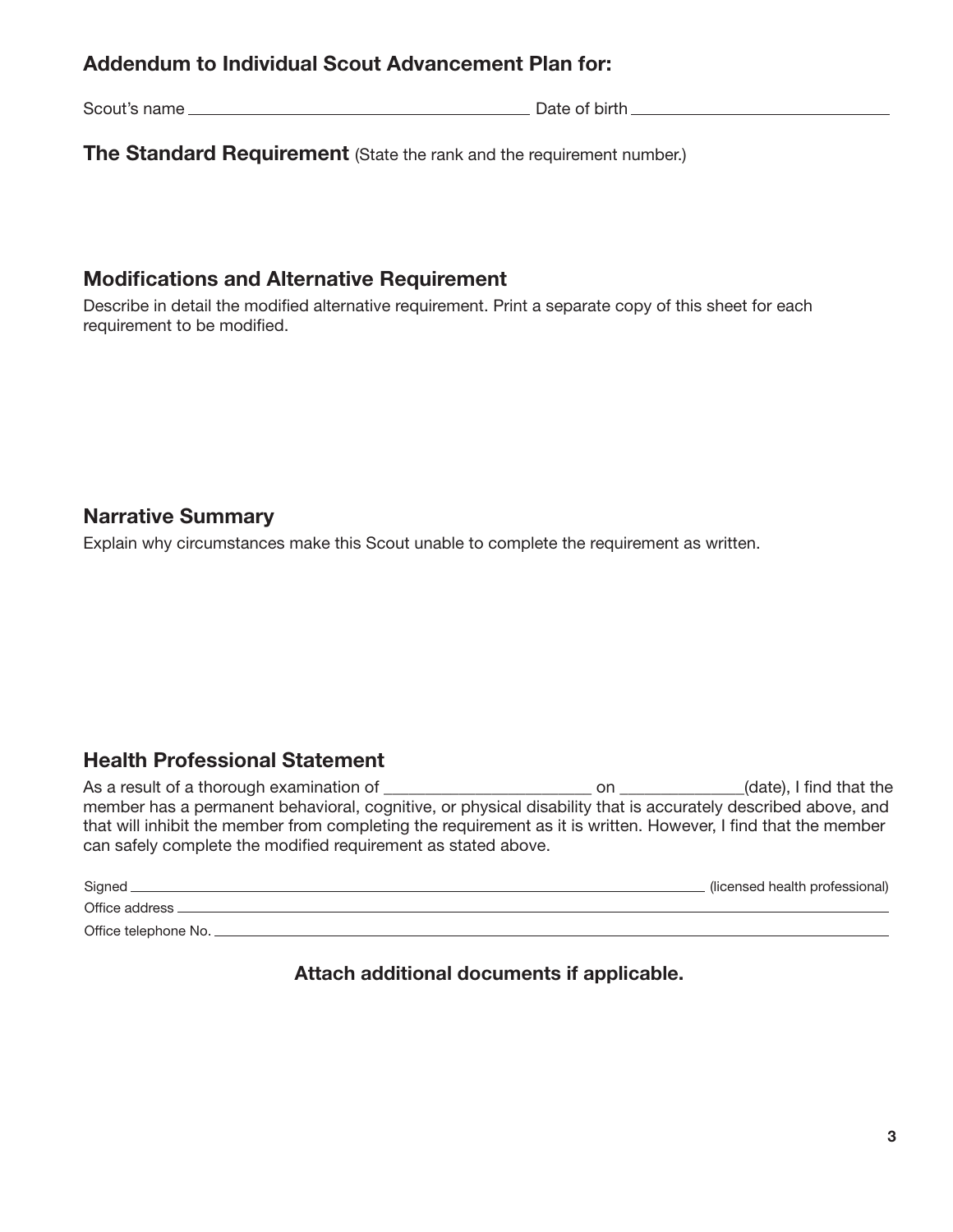## Addendum to Individual Scout Advancement Plan for:

Scout's name ______________________________ Date of birth ______________________

### The Standard Requirement (State the rank and the requirement number.)

### Modifications and Alternative Requirement

Describe in detail the modified alternative requirement. Print a separate copy of this sheet for each requirement to be modified.

### Narrative Summary

Explain why circumstances make this Scout unable to complete the requirement as written.

### Health Professional Statement

As a result of a thorough examination of ______________________ on _____________(date), I find that the member has a permanent behavioral, cognitive, or physical disability that is accurately described above, and that will inhibit the member from completing the requirement as it is written. However, I find that the member can safely complete the modified requirement as stated above.

Signed ____________________________________________ (licensed health professional)

Office address ____________________________________________

Office telephone No. ____________________________________________

**Attach additional documents if applicable.**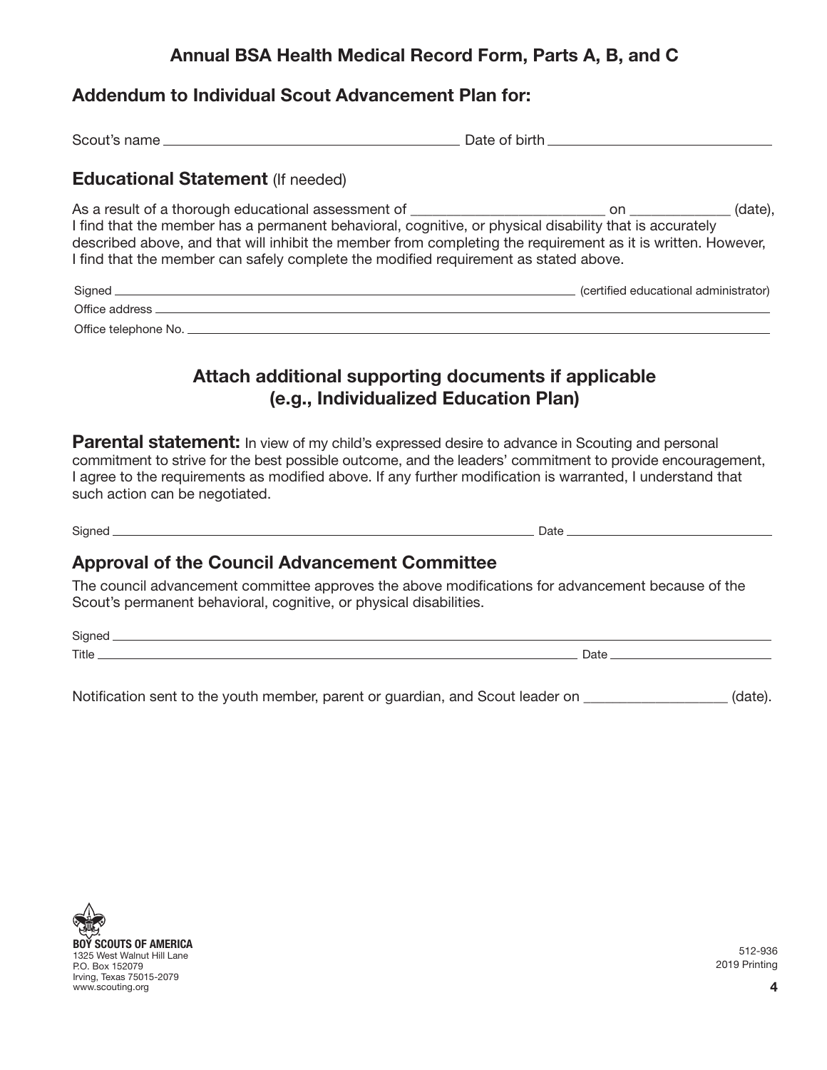## Annual BSA Health Medical Record Form, Parts A, B, and C

## Addendum to Individual Scout Advancement Plan for:

Scout's name ________________________________________ Date of birth ______________________________

### Educational Statement (If needed)

As a result of a thorough educational assessment of __________________________ on _____________ (date), I find that the member has a permanent behavioral, cognitive, or physical disability that is accurately described above, and that will inhibit the member from completing the requirement as it is written. However, I find that the member can safely complete the modified requirement as stated above.

Signed ____________________________________________________________________ (certified educational administrator)

Office address ____________________________________________________________________________________

Office telephone No. _______________________________________________________________________________

### Attach additional supporting documents if applicable (e.g., Individualized Education Plan)

**Parental statement:** In view of my child's expressed desire to advance in Scouting and personal commitment to strive for the best possible outcome, and the leaders' commitment to provide encouragement, I agree to the requirements as modified above. If any further modification is warranted, I understand that such action can be negotiated.

Signed ________________________________________________________________ Date ______________________________

### Approval of the Council Advancement Committee

The council advancement committee approves the above modifications for advancement because of the Scout's permanent behavioral, cognitive, or physical disabilities.

Signed ____________________________________________________________________________________________

Title _______________________________________________________________________ Date ________________________

Notification sent to the youth member, parent or guardian, and Scout leader on ___________________ (date).

**BOY SCOUTS OF AMERICA**
1325 West Walnut Hill Lane
P.O. Box 152079
Irving, Texas 75015-2079
www.scouting.org

512-936
2019 Printing